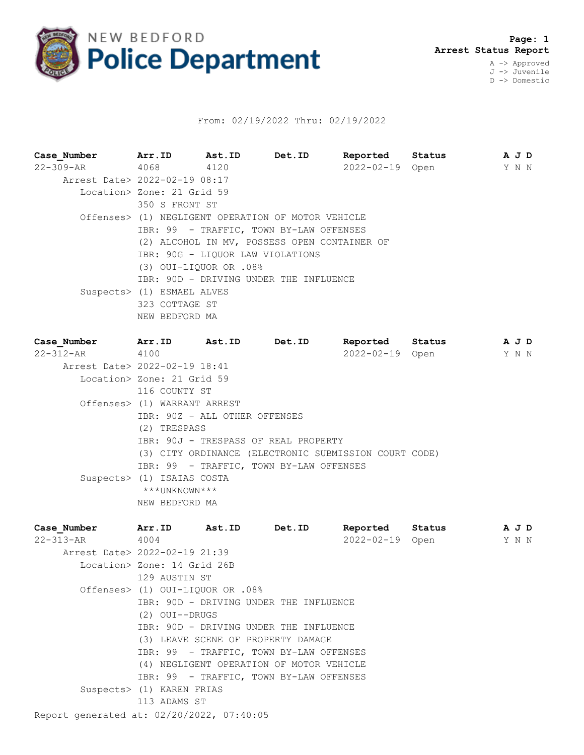# NEW BEDFORD Police Department

**Arrest Status Report**

A -> Approved
J -> Juvenile
D -> Domestic

From: 02/19/2022 Thru: 02/19/2022

| Case_Number | Arr.ID | Ast.ID | Det.ID | Reported | Status | A | J | D |
|---|---|---|---|---|---|---|---|---|
| 22-309-AR | 4068 | 4120 | | 2022-02-19 | Open | Y | N | N |

Arrest Date> 2022-02-19 08:17

Location> Zone: 21 Grid 59
350 S FRONT ST

Offenses> (1) NEGLIGENT OPERATION OF MOTOR VEHICLE
IBR: 99 - TRAFFIC, TOWN BY-LAW OFFENSES
(2) ALCOHOL IN MV, POSSESS OPEN CONTAINER OF
IBR: 90G - LIQUOR LAW VIOLATIONS
(3) OUI-LIQUOR OR .08%
IBR: 90D - DRIVING UNDER THE INFLUENCE

Suspects> (1) ESMAEL ALVES
323 COTTAGE ST
NEW BEDFORD MA

| Case_Number | Arr.ID | Ast.ID | Det.ID | Reported | Status | A | J | D |
|---|---|---|---|---|---|---|---|---|
| 22-312-AR | 4100 | | | 2022-02-19 | Open | Y | N | N |

Arrest Date> 2022-02-19 18:41

Location> Zone: 21 Grid 59
116 COUNTY ST

Offenses> (1) WARRANT ARREST
IBR: 90Z - ALL OTHER OFFENSES
(2) TRESPASS
IBR: 90J - TRESPASS OF REAL PROPERTY
(3) CITY ORDINANCE (ELECTRONIC SUBMISSION COURT CODE)
IBR: 99 - TRAFFIC, TOWN BY-LAW OFFENSES

Suspects> (1) ISAIAS COSTA
***UNKNOWN***
NEW BEDFORD MA

| Case_Number | Arr.ID | Ast.ID | Det.ID | Reported | Status | A | J | D |
|---|---|---|---|---|---|---|---|---|
| 22-313-AR | 4004 | | | 2022-02-19 | Open | Y | N | N |

Arrest Date> 2022-02-19 21:39

Location> Zone: 14 Grid 26B
129 AUSTIN ST

Offenses> (1) OUI-LIQUOR OR .08%
IBR: 90D - DRIVING UNDER THE INFLUENCE
(2) OUI--DRUGS
IBR: 90D - DRIVING UNDER THE INFLUENCE
(3) LEAVE SCENE OF PROPERTY DAMAGE
IBR: 99 - TRAFFIC, TOWN BY-LAW OFFENSES
(4) NEGLIGENT OPERATION OF MOTOR VEHICLE
IBR: 99 - TRAFFIC, TOWN BY-LAW OFFENSES

Suspects> (1) KAREN FRIAS
113 ADAMS ST

Report generated at: 02/20/2022, 07:40:05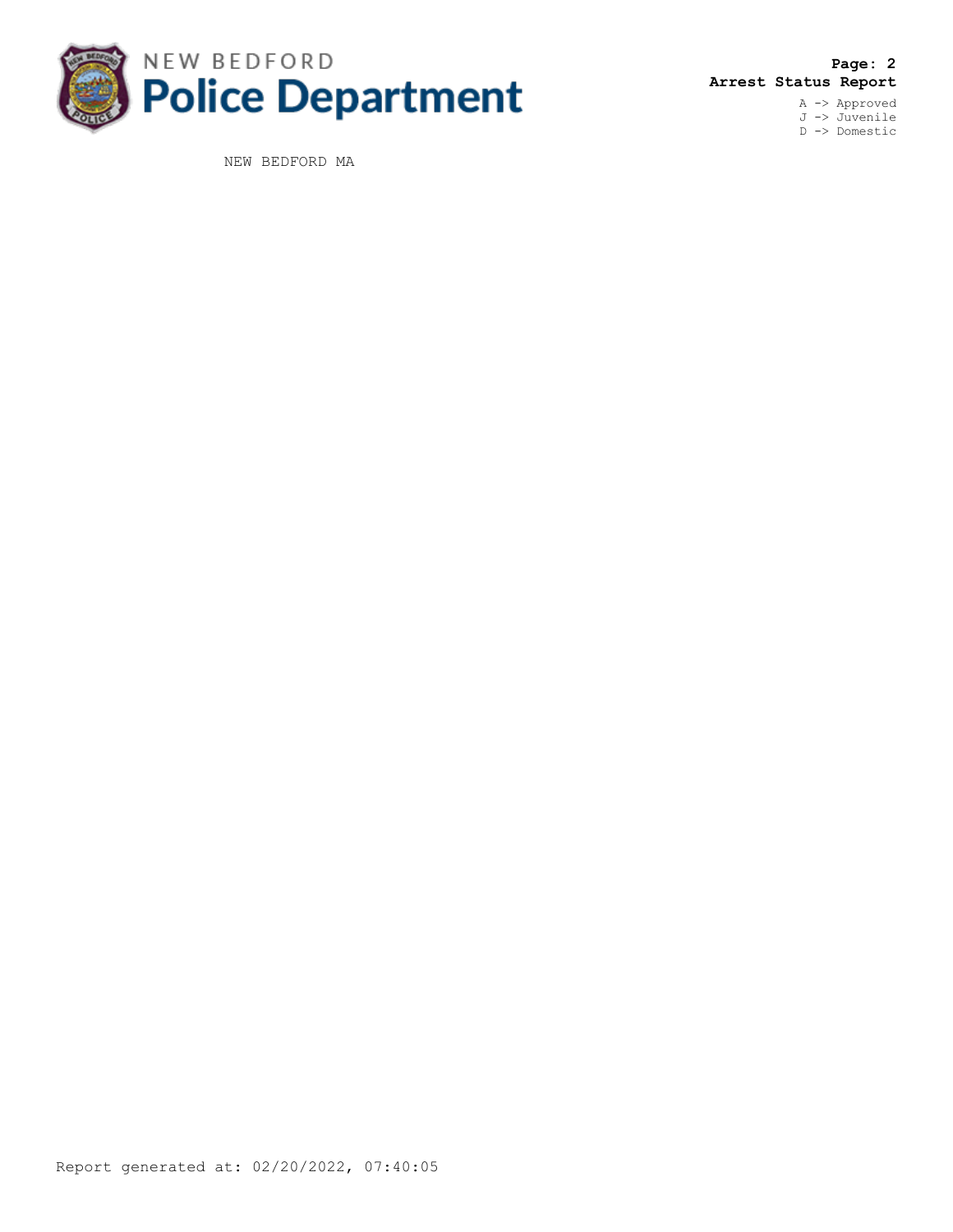# NEW BEDFORD Police Department

**Arrest Status Report**

A -> Approved
J -> Juvenile
D -> Domestic

NEW BEDFORD MA

Report generated at: 02/20/2022, 07:40:05